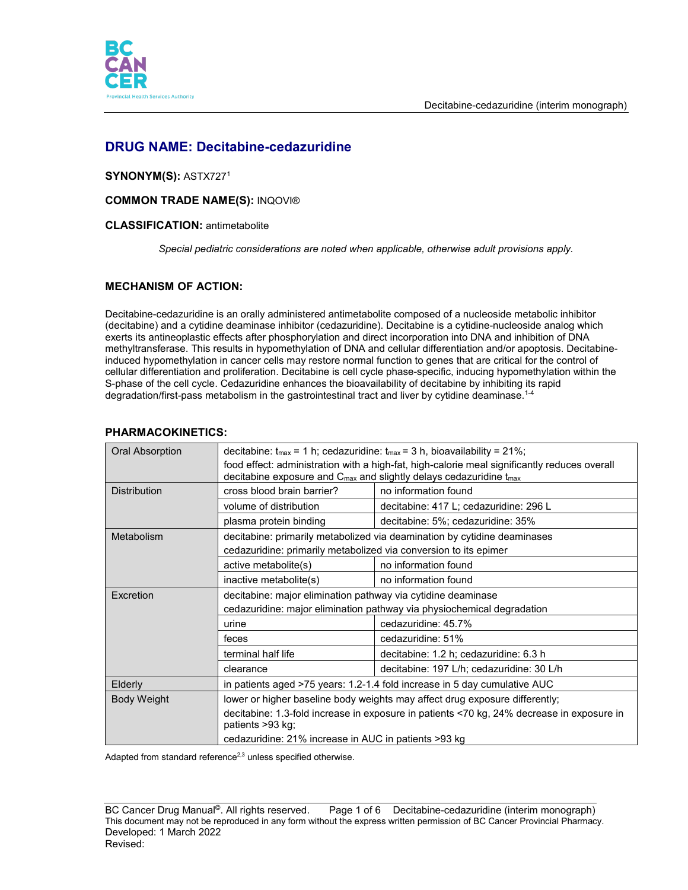# DRUG NAME: Decitabine-cedazuridine

**SYNONYM(S):** ASTX727[1]

**COMMON TRADE NAME(S):** INQOVI®

**CLASSIFICATION:** antimetabolite

*Special pediatric considerations are noted when applicable, otherwise adult provisions apply.*

## MECHANISM OF ACTION:

Decitabine-cedazuridine is an orally administered antimetabolite composed of a nucleoside metabolic inhibitor (decitabine) and a cytidine deaminase inhibitor (cedazuridine). Decitabine is a cytidine-nucleoside analog which exerts its antineoplastic effects after phosphorylation and direct incorporation into DNA and inhibition of DNA methyltransferase. This results in hypomethylation of DNA and cellular differentiation and/or apoptosis. Decitabine-induced hypomethylation in cancer cells may restore normal function to genes that are critical for the control of cellular differentiation and proliferation. Decitabine is cell cycle phase-specific, inducing hypomethylation within the S-phase of the cell cycle. Cedazuridine enhances the bioavailability of decitabine by inhibiting its rapid degradation/first-pass metabolism in the gastrointestinal tract and liver by cytidine deaminase.[1-4]

## PHARMACOKINETICS:

| | | |
|---|---|---|
| Oral Absorption | decitabine: $t_{max}$ = 1 h; cedazuridine: $t_{max}$ = 3 h, bioavailability = 21%; food effect: administration with a high-fat, high-calorie meal significantly reduces overall decitabine exposure and $C_{max}$ and slightly delays cedazuridine $t_{max}$ | |
| Distribution | cross blood brain barrier? | no information found |
| | volume of distribution | decitabine: 417 L; cedazuridine: 296 L |
| | plasma protein binding | decitabine: 5%; cedazuridine: 35% |
| Metabolism | decitabine: primarily metabolized via deamination by cytidine deaminases; cedazuridine: primarily metabolized via conversion to its epimer | |
| | active metabolite(s) | no information found |
| | inactive metabolite(s) | no information found |
| Excretion | decitabine: major elimination pathway via cytidine deaminase; cedazuridine: major elimination pathway via physiochemical degradation | |
| | urine | cedazuridine: 45.7% |
| | feces | cedazuridine: 51% |
| | terminal half life | decitabine: 1.2 h; cedazuridine: 6.3 h |
| | clearance | decitabine: 197 L/h; cedazuridine: 30 L/h |
| Elderly | in patients aged >75 years: 1.2-1.4 fold increase in 5 day cumulative AUC | |
| Body Weight | lower or higher baseline body weights may affect drug exposure differently; decitabine: 1.3-fold increase in exposure in patients <70 kg, 24% decrease in exposure in patients >93 kg; cedazuridine: 21% increase in AUC in patients >93 kg | |

Adapted from standard reference[2,3] unless specified otherwise.

Developed: 1 March 2022
Revised: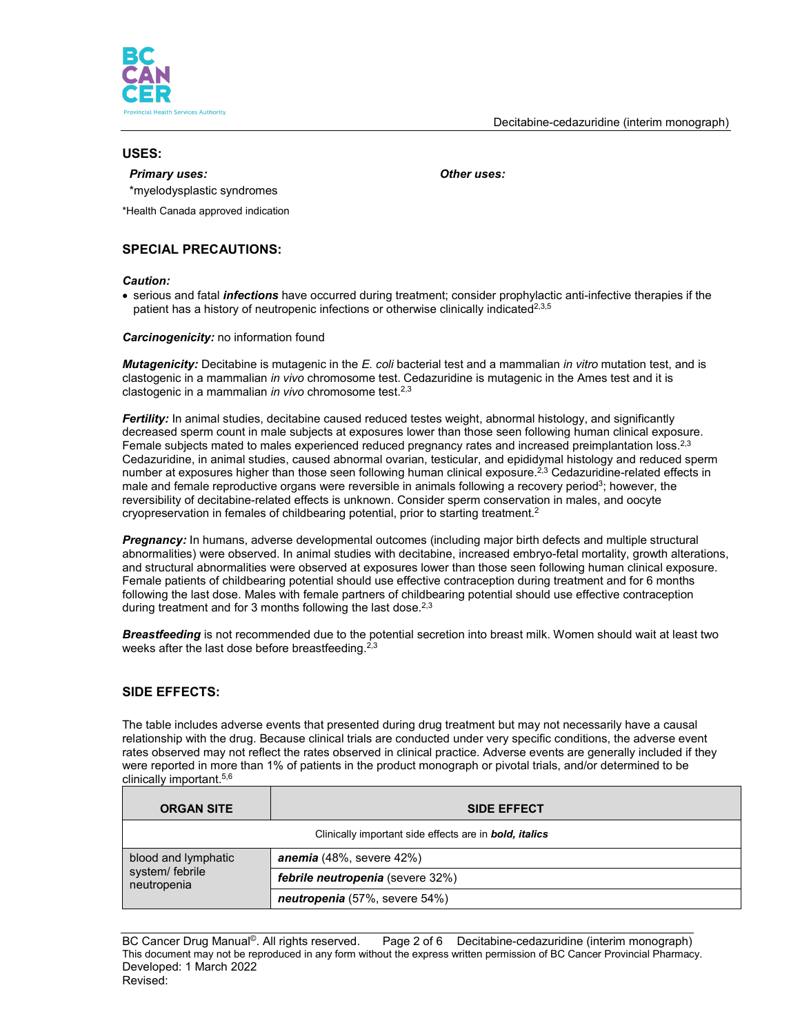## USES:

| *Primary uses:* | *Other uses:* |
|---|---|
| *myelodysplastic syndromes | |

*Health Canada approved indication

## SPECIAL PRECAUTIONS:

***Caution:***

- serious and fatal ***infections*** have occurred during treatment; consider prophylactic anti-infective therapies if the patient has a history of neutropenic infections or otherwise clinically indicated[2,3,5]

***Carcinogenicity:*** no information found

***Mutagenicity:*** Decitabine is mutagenic in the *E. coli* bacterial test and a mammalian *in vitro* mutation test, and is clastogenic in a mammalian *in vivo* chromosome test. Cedazuridine is mutagenic in the Ames test and it is clastogenic in a mammalian *in vivo* chromosome test.[2,3]

***Fertility:*** In animal studies, decitabine caused reduced testes weight, abnormal histology, and significantly decreased sperm count in male subjects at exposures lower than those seen following human clinical exposure. Female subjects mated to males experienced reduced pregnancy rates and increased preimplantation loss.[2,3] Cedazuridine, in animal studies, caused abnormal ovarian, testicular, and epididymal histology and reduced sperm number at exposures higher than those seen following human clinical exposure.[2,3] Cedazuridine-related effects in male and female reproductive organs were reversible in animals following a recovery period[3]; however, the reversibility of decitabine-related effects is unknown. Consider sperm conservation in males, and oocyte cryopreservation in females of childbearing potential, prior to starting treatment.[2]

***Pregnancy:*** In humans, adverse developmental outcomes (including major birth defects and multiple structural abnormalities) were observed. In animal studies with decitabine, increased embryo-fetal mortality, growth alterations, and structural abnormalities were observed at exposures lower than those seen following human clinical exposure. Female patients of childbearing potential should use effective contraception during treatment and for 6 months following the last dose. Males with female partners of childbearing potential should use effective contraception during treatment and for 3 months following the last dose.[2,3]

***Breastfeeding*** is not recommended due to the potential secretion into breast milk. Women should wait at least two weeks after the last dose before breastfeeding.[2,3]

## SIDE EFFECTS:

The table includes adverse events that presented during drug treatment but may not necessarily have a causal relationship with the drug. Because clinical trials are conducted under very specific conditions, the adverse event rates observed may not reflect the rates observed in clinical practice. Adverse events are generally included if they were reported in more than 1% of patients in the product monograph or pivotal trials, and/or determined to be clinically important.[5,6]

| ORGAN SITE | SIDE EFFECT |
|---|---|
| Clinically important side effects are in ***bold, italics*** | |
| blood and lymphatic system/ febrile neutropenia | ***anemia*** (48%, severe 42%) |
| | ***febrile neutropenia*** (severe 32%) |
| | ***neutropenia*** (57%, severe 54%) |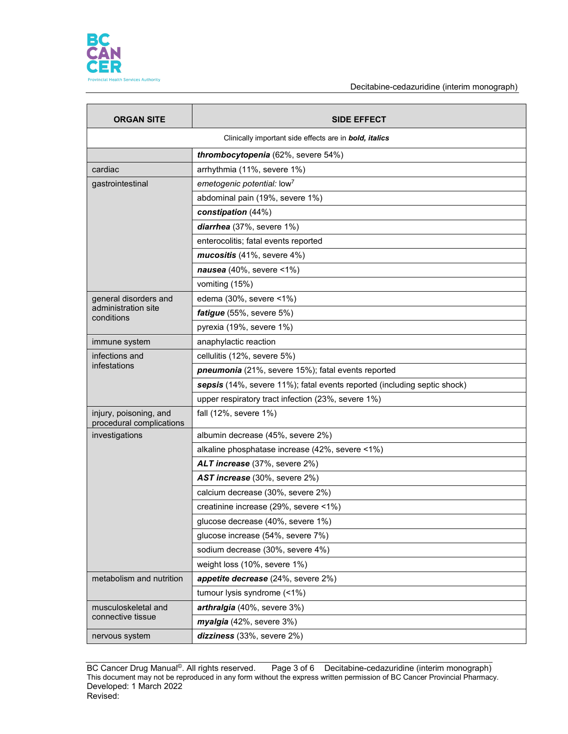| ORGAN SITE | SIDE EFFECT |
| --- | --- |
| Clinically important side effects are in ***bold, italics*** | |
| | ***thrombocytopenia*** (62%, severe 54%) |
| cardiac | arrhythmia (11%, severe 1%) |
| gastrointestinal | *emetogenic potential:* low[7] |
| | abdominal pain (19%, severe 1%) |
| | ***constipation*** (44%) |
| | ***diarrhea*** (37%, severe 1%) |
| | enterocolitis; fatal events reported |
| | ***mucositis*** (41%, severe 4%) |
| | ***nausea*** (40%, severe <1%) |
| | vomiting (15%) |
| general disorders and administration site conditions | edema (30%, severe <1%) |
| | ***fatigue*** (55%, severe 5%) |
| | pyrexia (19%, severe 1%) |
| immune system | anaphylactic reaction |
| infections and infestations | cellulitis (12%, severe 5%) |
| | ***pneumonia*** (21%, severe 15%); fatal events reported |
| | ***sepsis*** (14%, severe 11%); fatal events reported (including septic shock) |
| | upper respiratory tract infection (23%, severe 1%) |
| injury, poisoning, and procedural complications | fall (12%, severe 1%) |
| investigations | albumin decrease (45%, severe 2%) |
| | alkaline phosphatase increase (42%, severe <1%) |
| | ***ALT increase*** (37%, severe 2%) |
| | ***AST increase*** (30%, severe 2%) |
| | calcium decrease (30%, severe 2%) |
| | creatinine increase (29%, severe <1%) |
| | glucose decrease (40%, severe 1%) |
| | glucose increase (54%, severe 7%) |
| | sodium decrease (30%, severe 4%) |
| | weight loss (10%, severe 1%) |
| metabolism and nutrition | ***appetite decrease*** (24%, severe 2%) |
| | tumour lysis syndrome (<1%) |
| musculoskeletal and connective tissue | ***arthralgia*** (40%, severe 3%) |
| | ***myalgia*** (42%, severe 3%) |
| nervous system | ***dizziness*** (33%, severe 2%) |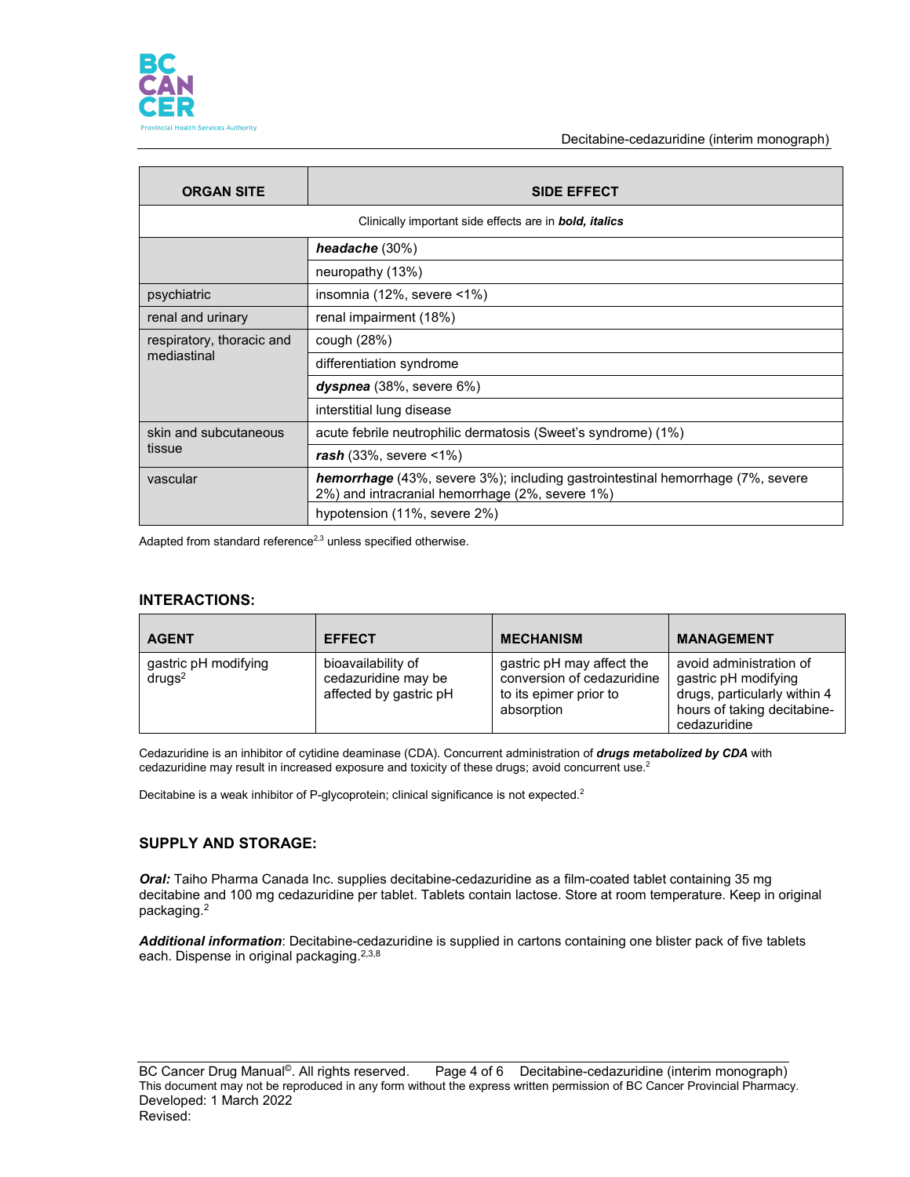| ORGAN SITE | SIDE EFFECT |
|---|---|
| Clinically important side effects are in ***bold, italics*** | |
| | ***headache*** (30%) |
| | neuropathy (13%) |
| psychiatric | insomnia (12%, severe <1%) |
| renal and urinary | renal impairment (18%) |
| respiratory, thoracic and mediastinal | cough (28%) |
| | differentiation syndrome |
| | ***dyspnea*** (38%, severe 6%) |
| | interstitial lung disease |
| skin and subcutaneous tissue | acute febrile neutrophilic dermatosis (Sweet's syndrome) (1%) |
| | ***rash*** (33%, severe <1%) |
| vascular | ***hemorrhage*** (43%, severe 3%); including gastrointestinal hemorrhage (7%, severe 2%) and intracranial hemorrhage (2%, severe 1%) |
| | hypotension (11%, severe 2%) |

Adapted from standard reference[2,3] unless specified otherwise.

## INTERACTIONS:

| AGENT | EFFECT | MECHANISM | MANAGEMENT |
|---|---|---|---|
| gastric pH modifying drugs[2] | bioavailability of cedazuridine may be affected by gastric pH | gastric pH may affect the conversion of cedazuridine to its epimer prior to absorption | avoid administration of gastric pH modifying drugs, particularly within 4 hours of taking decitabine-cedazuridine |

Cedazuridine is an inhibitor of cytidine deaminase (CDA). Concurrent administration of ***drugs metabolized by CDA*** with cedazuridine may result in increased exposure and toxicity of these drugs; avoid concurrent use.[2]

Decitabine is a weak inhibitor of P-glycoprotein; clinical significance is not expected.[2]

## SUPPLY AND STORAGE:

***Oral:*** Taiho Pharma Canada Inc. supplies decitabine-cedazuridine as a film-coated tablet containing 35 mg decitabine and 100 mg cedazuridine per tablet. Tablets contain lactose. Store at room temperature. Keep in original packaging.[2]

***Additional information***: Decitabine-cedazuridine is supplied in cartons containing one blister pack of five tablets each. Dispense in original packaging.[2,3,8]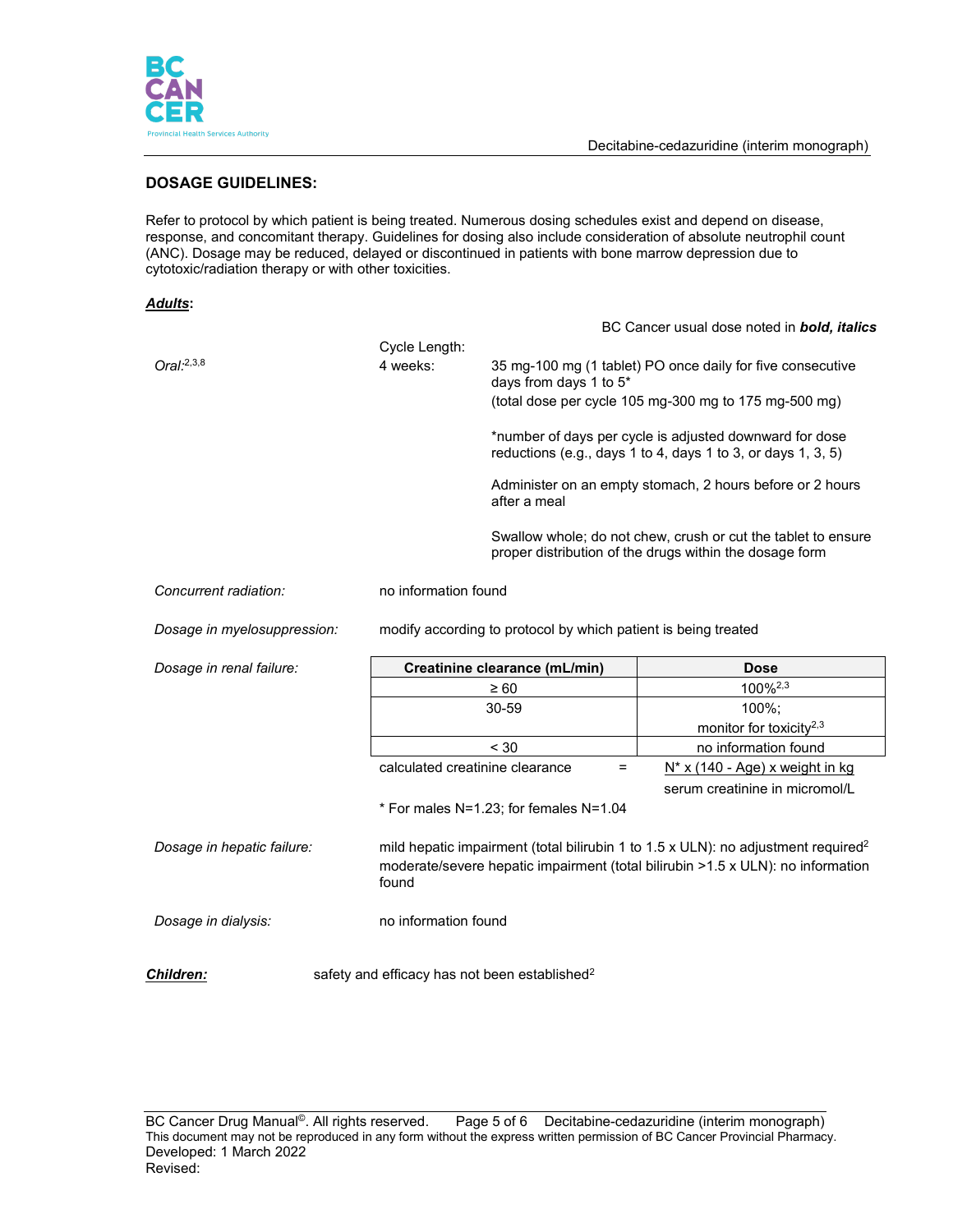## DOSAGE GUIDELINES:

Refer to protocol by which patient is being treated. Numerous dosing schedules exist and depend on disease, response, and concomitant therapy. Guidelines for dosing also include consideration of absolute neutrophil count (ANC). Dosage may be reduced, delayed or discontinued in patients with bone marrow depression due to cytotoxic/radiation therapy or with other toxicities.

***Adults***:

BC Cancer usual dose noted in ***bold, italics***

*Oral:*[2,3,8]

Cycle Length: 4 weeks: 35 mg-100 mg (1 tablet) PO once daily for five consecutive days from days 1 to 5*

(total dose per cycle 105 mg-300 mg to 175 mg-500 mg)

*number of days per cycle is adjusted downward for dose reductions (e.g., days 1 to 4, days 1 to 3, or days 1, 3, 5)

Administer on an empty stomach, 2 hours before or 2 hours after a meal

Swallow whole; do not chew, crush or cut the tablet to ensure proper distribution of the drugs within the dosage form

*Concurrent radiation:* no information found

*Dosage in myelosuppression:* modify according to protocol by which patient is being treated

*Dosage in renal failure:*

| Creatinine clearance (mL/min) | Dose |
|---|---|
| ≥ 60 | 100%[2,3] |
| 30-59 | 100%; monitor for toxicity[2,3] |
| < 30 | no information found |

$$\text{calculated creatinine clearance} = \frac{N^* \times (140 - \text{Age}) \times \text{weight in kg}}{\text{serum creatinine in micromol/L}}$$

* For males N=1.23; for females N=1.04

*Dosage in hepatic failure:* mild hepatic impairment (total bilirubin 1 to 1.5 x ULN): no adjustment required[2]

moderate/severe hepatic impairment (total bilirubin >1.5 x ULN): no information found

*Dosage in dialysis:* no information found

***Children:*** safety and efficacy has not been established[2]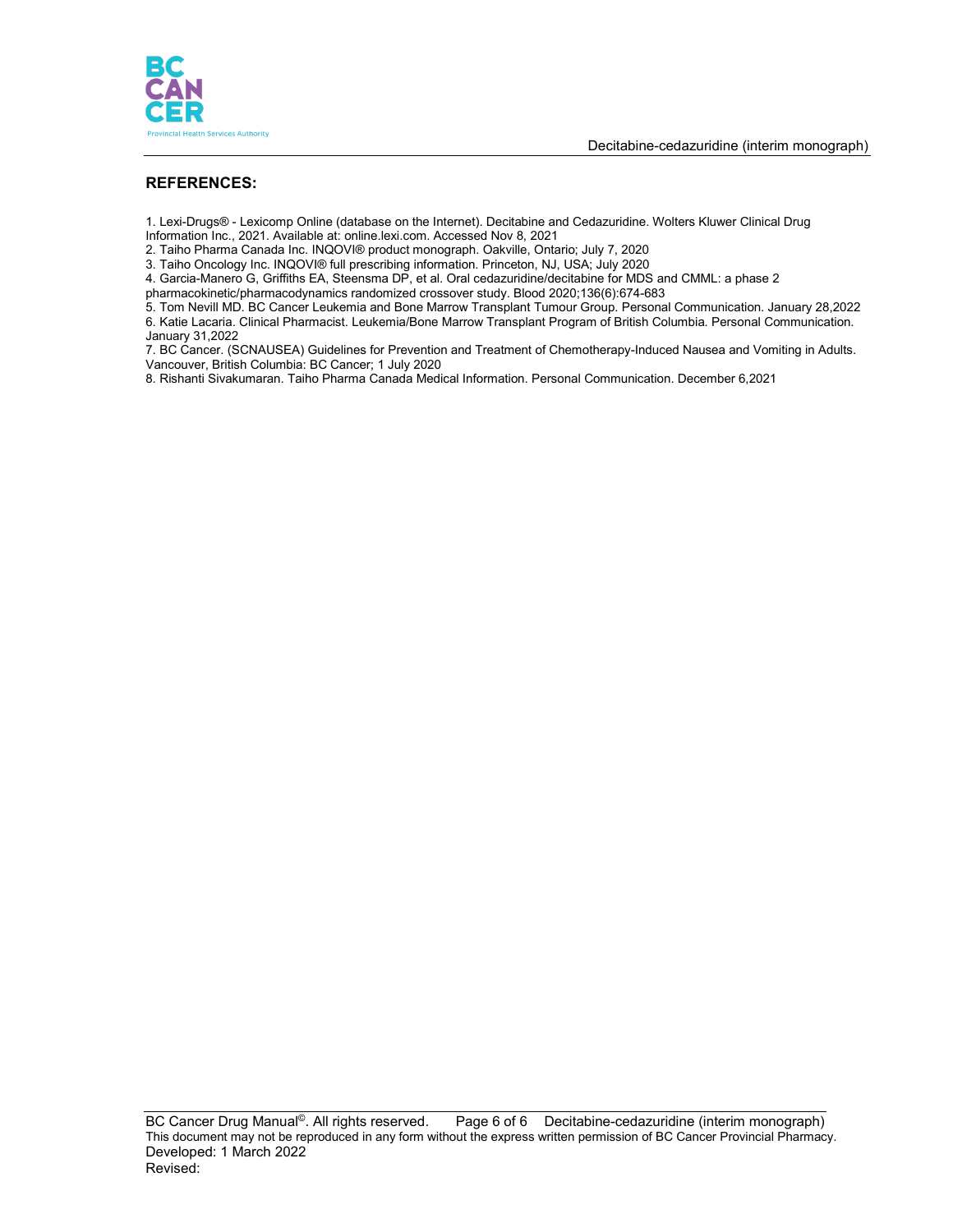## REFERENCES:

1. Lexi-Drugs® - Lexicomp Online (database on the Internet). Decitabine and Cedazuridine. Wolters Kluwer Clinical Drug Information Inc., 2021. Available at: online.lexi.com. Accessed Nov 8, 2021
2. Taiho Pharma Canada Inc. INQOVI® product monograph. Oakville, Ontario; July 7, 2020
3. Taiho Oncology Inc. INQOVI® full prescribing information. Princeton, NJ, USA; July 2020
4. Garcia-Manero G, Griffiths EA, Steensma DP, et al. Oral cedazuridine/decitabine for MDS and CMML: a phase 2 pharmacokinetic/pharmacodynamics randomized crossover study. Blood 2020;136(6):674-683
5. Tom Nevill MD. BC Cancer Leukemia and Bone Marrow Transplant Tumour Group. Personal Communication. January 28,2022
6. Katie Lacaria. Clinical Pharmacist. Leukemia/Bone Marrow Transplant Program of British Columbia. Personal Communication. January 31,2022
7. BC Cancer. (SCNAUSEA) Guidelines for Prevention and Treatment of Chemotherapy-Induced Nausea and Vomiting in Adults. Vancouver, British Columbia: BC Cancer; 1 July 2020
8. Rishanti Sivakumaran. Taiho Pharma Canada Medical Information. Personal Communication. December 6,2021